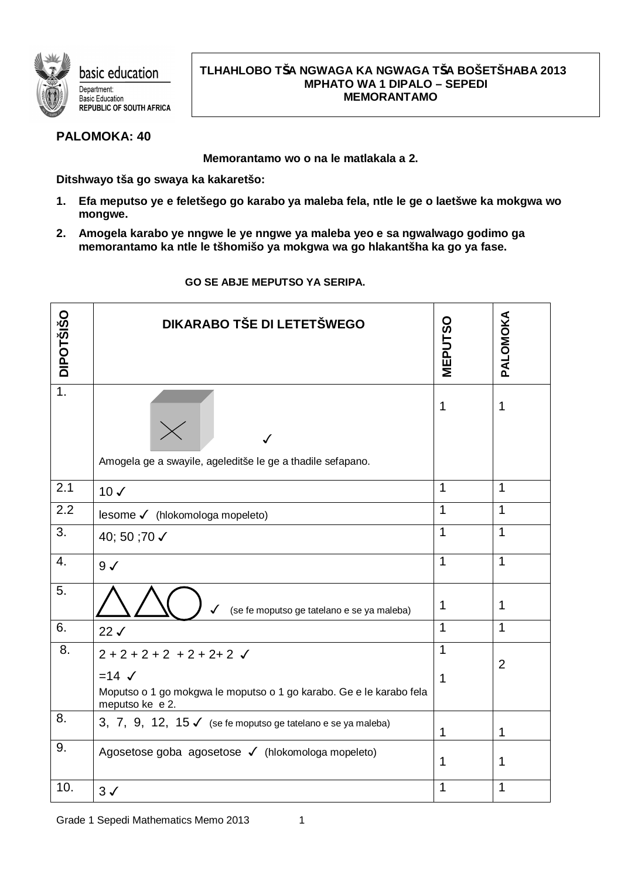**TLHAHLOBO TŠA NGWAGA KA NGWAGA TŠA BOŠETŠHABA 2013**
**MPHATO WA 1 DIPALO – SEPEDI**
**MEMORANTAMO**

**PALOMOKA: 40**

**Memorantamo wo o na le matlakala a 2.**

**Ditshwayo tša go swaya ka kakaretšo:**

1. **Efa meputso ye e feletšego go karabo ya maleba fela, ntle le ge o laetšwe ka mokgwa wo mongwe.**
2. **Amogela karabo ye nngwe le ye nngwe ya maleba yeo e sa ngwalwago godimo ga memorantamo ka ntle le tšhomišo ya mokgwa wa go hlakantšha ka go ya fase.**

**GO SE ABJE MEPUTSO YA SERIPA.**

| DIPOTŠIŠO | DIKARABO TŠE DI LETETŠWEGO | MEPUTSO | PALOMOKA |
|---|---|---|---|
| 1. | ✓ Amogela ge a swayile, ageleditše le ge a thadile sefapano. | 1 | 1 |
| 2.1 | 10 ✓ | 1 | 1 |
| 2.2 | lesome ✓ (hlokomologa mopeleto) | 1 | 1 |
| 3. | 40; 50 ;70 ✓ | 1 | 1 |
| 4. | 9 ✓ | 1 | 1 |
| 5. | △ △ ○ ✓ (se fe moputso ge tatelano e se ya maleba) | 1 | 1 |
| 6. | 22 ✓ | 1 | 1 |
| 8. | 2 + 2 + 2 + 2 + 2 + 2+ 2 ✓<br>=14 ✓<br>Moputso o 1 go mokgwa le moputso o 1 go karabo. Ge e le karabo fela meputso ke e 2. | 1<br>1 | 2 |
| 8. | 3, 7, 9, 12, 15 ✓ (se fe moputso ge tatelano e se ya maleba) | 1 | 1 |
| 9. | Agosetose goba agosetose ✓ (hlokomologa mopeleto) | 1 | 1 |
| 10. | 3 ✓ | 1 | 1 |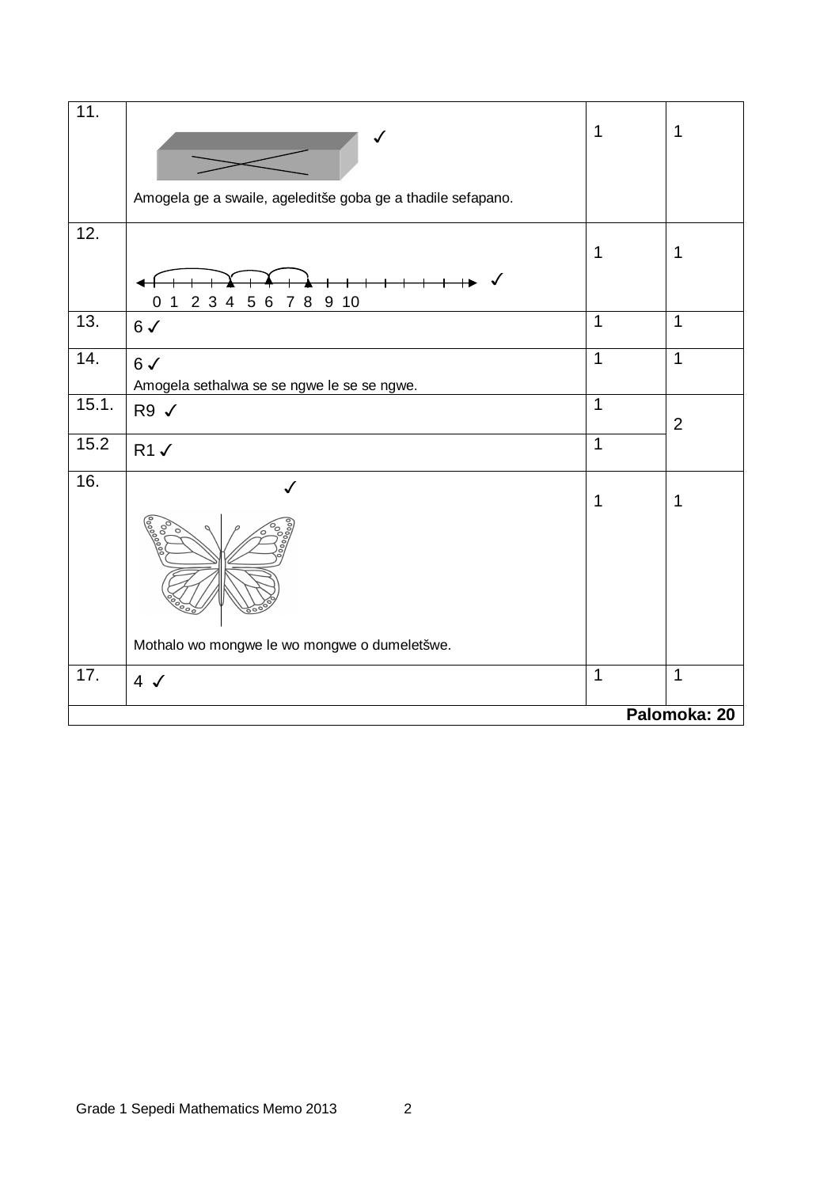| | | | |
|---|---|---|---|
| 11. | ✓<br>Amogela ge a swaile, ageleditše goba ge a thadile sefapano. | 1 | 1 |
| 12. | 0 1 2 3 4 5 6 7 8 9 10 ✓ | 1 | 1 |
| 13. | 6 ✓ | 1 | 1 |
| 14. | 6 ✓<br>Amogela sethalwa se se ngwe le se se ngwe. | 1 | 1 |
| 15.1. | R9 ✓ | 1 | 2 |
| 15.2 | R1 ✓ | 1 | |
| 16. | ✓<br>Mothalo wo mongwe le wo mongwe o dumeletšwe. | 1 | 1 |
| 17. | 4 ✓ | 1 | 1 |
| | | | **Palomoka: 20** |